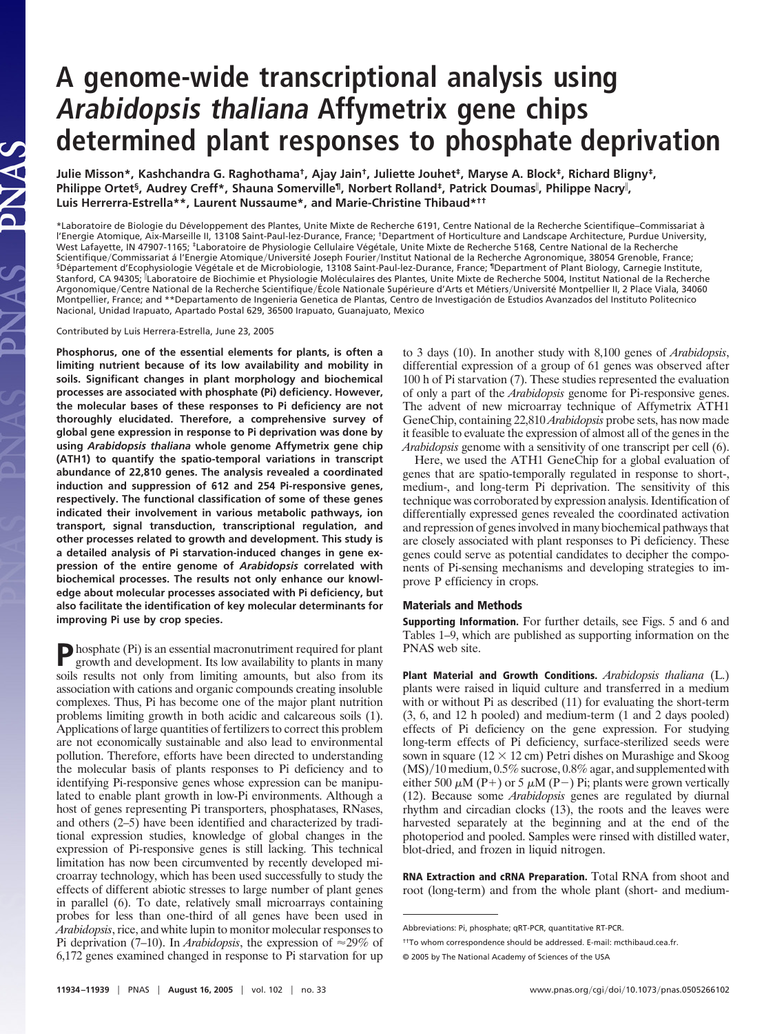# A genome-wide transcriptional analysis using *Arabidopsis thaliana* Affymetrix gene chips determined plant responses to phosphate deprivation

Julie Misson*, Kashchandra G. Raghothama[†], Ajay Jain[†], Juliette Jouhet[‡], Maryse A. Block[‡], Richard Bligny[‡], Philippe Ortet[§], Audrey Creff*, Shauna Somerville[¶], Norbert Rolland[‡], Patrick Doumas[‖], Philippe Nacry[‖], Luis Herrerra-Estrella**, Laurent Nussaume*, and Marie-Christine Thibaud*[††]

*Laboratoire de Biologie du Développement des Plantes, Unite Mixte de Recherche 6191, Centre National de la Recherche Scientifique–Commissariat à l'Energie Atomique, Aix-Marseille II, 13108 Saint-Paul-lez-Durance, France; [†]Department of Horticulture and Landscape Architecture, Purdue University, West Lafayette, IN 47907-1165; [‡]Laboratoire de Physiologie Cellulaire Végétale, Unite Mixte de Recherche 5168, Centre National de la Recherche Scientifique/Commissariat á l'Energie Atomique/Université Joseph Fourier/Institut National de la Recherche Agronomique, 38054 Grenoble, France; [§]Département d'Ecophysiologie Végétale et de Microbiologie, 13108 Saint-Paul-lez-Durance, France; [¶]Department of Plant Biology, Carnegie Institute, Stanford, CA 94305; [‖]Laboratoire de Biochimie et Physiologie Moléculaires des Plantes, Unite Mixte de Recherche 5004, Institut National de la Recherche Argonomique/Centre National de la Recherche Scientifique/École Nationale Supérieure d'Arts et Métiers/Université Montpellier II, 2 Place Viala, 34060 Montpellier, France; and **Departamento de Ingenieria Genetica de Plantas, Centro de Investigación de Estudios Avanzados del Instituto Politecnico Nacional, Unidad Irapuato, Apartado Postal 629, 36500 Irapuato, Guanajuato, Mexico

Contributed by Luis Herrera-Estrella, June 23, 2005

**Phosphorus, one of the essential elements for plants, is often a limiting nutrient because of its low availability and mobility in soils. Significant changes in plant morphology and biochemical processes are associated with phosphate (Pi) deficiency. However, the molecular bases of these responses to Pi deficiency are not thoroughly elucidated. Therefore, a comprehensive survey of global gene expression in response to Pi deprivation was done by using *Arabidopsis thaliana* whole genome Affymetrix gene chip (ATH1) to quantify the spatio-temporal variations in transcript abundance of 22,810 genes. The analysis revealed a coordinated induction and suppression of 612 and 254 Pi-responsive genes, respectively. The functional classification of some of these genes indicated their involvement in various metabolic pathways, ion transport, signal transduction, transcriptional regulation, and other processes related to growth and development. This study is a detailed analysis of Pi starvation-induced changes in gene expression of the entire genome of *Arabidopsis* correlated with biochemical processes. The results not only enhance our knowledge about molecular processes associated with Pi deficiency, but also facilitate the identification of key molecular determinants for improving Pi use by crop species.**

Phosphate (Pi) is an essential macronutriment required for plant growth and development. Its low availability to plants in many soils results not only from limiting amounts, but also from its association with cations and organic compounds creating insoluble complexes. Thus, Pi has become one of the major plant nutrition problems limiting growth in both acidic and calcareous soils (1). Applications of large quantities of fertilizers to correct this problem are not economically sustainable and also lead to environmental pollution. Therefore, efforts have been directed to understanding the molecular basis of plants responses to Pi deficiency and to identifying Pi-responsive genes whose expression can be manipulated to enable plant growth in low-Pi environments. Although a host of genes representing Pi transporters, phosphatases, RNases, and others (2–5) have been identified and characterized by traditional expression studies, knowledge of global changes in the expression of Pi-responsive genes is still lacking. This technical limitation has now been circumvented by recently developed microarray technology, which has been used successfully to study the effects of different abiotic stresses to large number of plant genes in parallel (6). To date, relatively small microarrays containing probes for less than one-third of all genes have been used in *Arabidopsis*, rice, and white lupin to monitor molecular responses to Pi deprivation (7–10). In *Arabidopsis*, the expression of ≈29% of 6,172 genes examined changed in response to Pi starvation for up to 3 days (10). In another study with 8,100 genes of *Arabidopsis*, differential expression of a group of 61 genes was observed after 100 h of Pi starvation (7). These studies represented the evaluation of only a part of the *Arabidopsis* genome for Pi-responsive genes. The advent of new microarray technique of Affymetrix ATH1 GeneChip, containing 22,810 *Arabidopsis* probe sets, has now made it feasible to evaluate the expression of almost all of the genes in the *Arabidopsis* genome with a sensitivity of one transcript per cell (6).

Here, we used the ATH1 GeneChip for a global evaluation of genes that are spatio-temporally regulated in response to short-, medium-, and long-term Pi deprivation. The sensitivity of this technique was corroborated by expression analysis. Identification of differentially expressed genes revealed the coordinated activation and repression of genes involved in many biochemical pathways that are closely associated with plant responses to Pi deficiency. These genes could serve as potential candidates to decipher the components of Pi-sensing mechanisms and developing strategies to improve P efficiency in crops.

## Materials and Methods

**Supporting Information.** For further details, see Figs. 5 and 6 and Tables 1–9, which are published as supporting information on the PNAS web site.

**Plant Material and Growth Conditions.** *Arabidopsis thaliana* (L.) plants were raised in liquid culture and transferred in a medium with or without Pi as described (11) for evaluating the short-term (3, 6, and 12 h pooled) and medium-term (1 and 2 days pooled) effects of Pi deficiency on the gene expression. For studying long-term effects of Pi deficiency, surface-sterilized seeds were sown in square (12 × 12 cm) Petri dishes on Murashige and Skoog (MS)/10 medium, 0.5% sucrose, 0.8% agar, and supplemented with either 500 μM (P+) or 5 μM (P−) Pi; plants were grown vertically (12). Because some *Arabidopsis* genes are regulated by diurnal rhythm and circadian clocks (13), the roots and the leaves were harvested separately at the beginning and at the end of the photoperiod and pooled. Samples were rinsed with distilled water, blot-dried, and frozen in liquid nitrogen.

**RNA Extraction and cRNA Preparation.** Total RNA from shoot and root (long-term) and from the whole plant (short- and medium-

Abbreviations: Pi, phosphate; qRT-PCR, quantitative RT-PCR.

[††]To whom correspondence should be addressed. E-mail: mcthibaud.cea.fr.

© 2005 by The National Academy of Sciences of the USA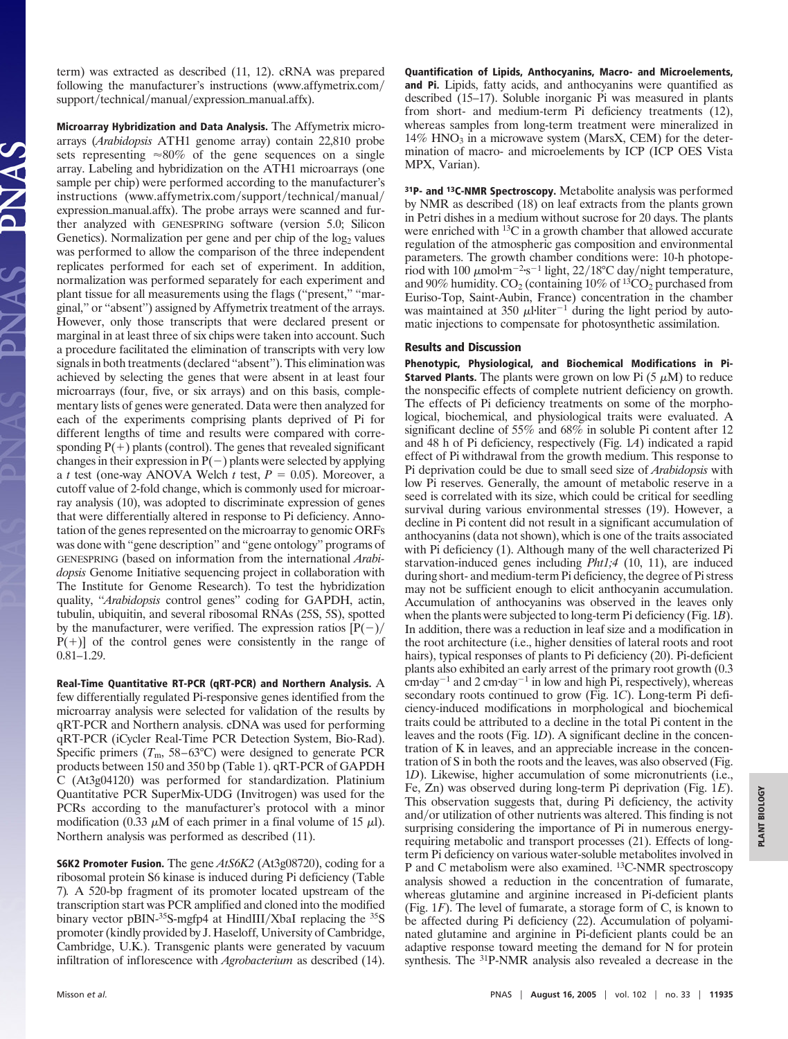term) was extracted as described (11, 12). cRNA was prepared following the manufacturer's instructions (www.affymetrix.com/support/technical/manual/expression_manual.affx).

**Microarray Hybridization and Data Analysis.** The Affymetrix microarrays (*Arabidopsis* ATH1 genome array) contain 22,810 probe sets representing ≈80% of the gene sequences on a single array. Labeling and hybridization on the ATH1 microarrays (one sample per chip) were performed according to the manufacturer's instructions (www.affymetrix.com/support/technical/manual/expression_manual.affx). The probe arrays were scanned and further analyzed with GENESPRING software (version 5.0; Silicon Genetics). Normalization per gene and per chip of the $\log_2$ values was performed to allow the comparison of the three independent replicates performed for each set of experiment. In addition, normalization was performed separately for each experiment and plant tissue for all measurements using the flags ("present," "marginal," or "absent") assigned by Affymetrix treatment of the arrays. However, only those transcripts that were declared present or marginal in at least three of six chips were taken into account. Such a procedure facilitated the elimination of transcripts with very low signals in both treatments (declared "absent"). This elimination was achieved by selecting the genes that were absent in at least four microarrays (four, five, or six arrays) and on this basis, complementary lists of genes were generated. Data were then analyzed for each of the experiments comprising plants deprived of Pi for different lengths of time and results were compared with corresponding P(+) plants (control). The genes that revealed significant changes in their expression in P(−) plants were selected by applying a *t* test (one-way ANOVA Welch *t* test, $P = 0.05$). Moreover, a cutoff value of 2-fold change, which is commonly used for microarray analysis (10), was adopted to discriminate expression of genes that were differentially altered in response to Pi deficiency. Annotation of the genes represented on the microarray to genomic ORFs was done with "gene description" and "gene ontology" programs of GENESPRING (based on information from the international *Arabidopsis* Genome Initiative sequencing project in collaboration with The Institute for Genome Research). To test the hybridization quality, "*Arabidopsis* control genes" coding for GAPDH, actin, tubulin, ubiquitin, and several ribosomal RNAs (25S, 5S), spotted by the manufacturer, were verified. The expression ratios [P(−)/P(+)] of the control genes were consistently in the range of 0.81–1.29.

**Real-Time Quantitative RT-PCR (qRT-PCR) and Northern Analysis.** A few differentially regulated Pi-responsive genes identified from the microarray analysis were selected for validation of the results by qRT-PCR and Northern analysis. cDNA was used for performing qRT-PCR (iCycler Real-Time PCR Detection System, Bio-Rad). Specific primers ($T_m$, 58–63°C) were designed to generate PCR products between 150 and 350 bp (Table 1). qRT-PCR of GAPDH C (At3g04120) was performed for standardization. Platinium Quantitative PCR SuperMix-UDG (Invitrogen) was used for the PCRs according to the manufacturer's protocol with a minor modification (0.33 μM of each primer in a final volume of 15 μl). Northern analysis was performed as described (11).

**S6K2 Promoter Fusion.** The gene *AtS6K2* (At3g08720), coding for a ribosomal protein S6 kinase is induced during Pi deficiency (Table 7). A 520-bp fragment of its promoter located upstream of the transcription start was PCR amplified and cloned into the modified binary vector pBIN-$^{35}$S-mgfp4 at HindIII/XbaI replacing the $^{35}$S promoter (kindly provided by J. Haseloff, University of Cambridge, Cambridge, U.K.). Transgenic plants were generated by vacuum infiltration of inflorescence with *Agrobacterium* as described (14).

**Quantification of Lipids, Anthocyanins, Macro- and Microelements, and Pi.** Lipids, fatty acids, and anthocyanins were quantified as described (15–17). Soluble inorganic Pi was measured in plants from short- and medium-term Pi deficiency treatments (12), whereas samples from long-term treatment were mineralized in 14% $HNO_3$ in a microwave system (MarsX, CEM) for the determination of macro- and microelements by ICP (ICP OES Vista MPX, Varian).

**$^{31}$P- and $^{13}$C-NMR Spectroscopy.** Metabolite analysis was performed by NMR as described (18) on leaf extracts from the plants grown in Petri dishes in a medium without sucrose for 20 days. The plants were enriched with $^{13}$C in a growth chamber that allowed accurate regulation of the atmospheric gas composition and environmental parameters. The growth chamber conditions were: 10-h photoperiod with 100 $\mu mol \cdot m^{-2} \cdot s^{-1}$ light, 22/18°C day/night temperature, and 90% humidity. $CO_2$ (containing 10% of $^{13}CO_2$ purchased from Euriso-Top, Saint-Aubin, France) concentration in the chamber was maintained at 350 $\mu l \cdot liter^{-1}$ during the light period by automatic injections to compensate for photosynthetic assimilation.

## Results and Discussion

**Phenotypic, Physiological, and Biochemical Modifications in Pi-Starved Plants.** The plants were grown on low Pi (5 μM) to reduce the nonspecific effects of complete nutrient deficiency on growth. The effects of Pi deficiency treatments on some of the morphological, biochemical, and physiological traits were evaluated. A significant decline of 55% and 68% in soluble Pi content after 12 and 48 h of Pi deficiency, respectively (Fig. 1*A*) indicated a rapid effect of Pi withdrawal from the growth medium. This response to Pi deprivation could be due to small seed size of *Arabidopsis* with low Pi reserves. Generally, the amount of metabolic reserve in a seed is correlated with its size, which could be critical for seedling survival during various environmental stresses (19). However, a decline in Pi content did not result in a significant accumulation of anthocyanins (data not shown), which is one of the traits associated with Pi deficiency (1). Although many of the well characterized Pi starvation-induced genes including *Pht1;4* (10, 11), are induced during short- and medium-term Pi deficiency, the degree of Pi stress may not be sufficient enough to elicit anthocyanin accumulation. Accumulation of anthocyanins was observed in the leaves only when the plants were subjected to long-term Pi deficiency (Fig. 1*B*). In addition, there was a reduction in leaf size and a modification in the root architecture (i.e., higher densities of lateral roots and root hairs), typical responses of plants to Pi deficiency (20). Pi-deficient plants also exhibited an early arrest of the primary root growth (0.3 $cm \cdot day^{-1}$ and 2 $cm \cdot day^{-1}$ in low and high Pi, respectively), whereas secondary roots continued to grow (Fig. 1*C*). Long-term Pi deficiency-induced modifications in morphological and biochemical traits could be attributed to a decline in the total Pi content in the leaves and the roots (Fig. 1*D*). A significant decline in the concentration of K in leaves, and an appreciable increase in the concentration of S in both the roots and the leaves, was also observed (Fig. 1*D*). Likewise, higher accumulation of some micronutrients (i.e., Fe, Zn) was observed during long-term Pi deprivation (Fig. 1*E*). This observation suggests that, during Pi deficiency, the activity and/or utilization of other nutrients was altered. This finding is not surprising considering the importance of Pi in numerous energy-requiring metabolic and transport processes (21). Effects of long-term Pi deficiency on various water-soluble metabolites involved in P and C metabolism were also examined. $^{13}$C-NMR spectroscopy analysis showed a reduction in the concentration of fumarate, whereas glutamine and arginine increased in Pi-deficient plants (Fig. 1*F*). The level of fumarate, a storage form of C, is known to be affected during Pi deficiency (22). Accumulation of polyaminated glutamine and arginine in Pi-deficient plants could be an adaptive response toward meeting the demand for N for protein synthesis. The $^{31}$P-NMR analysis also revealed a decrease in the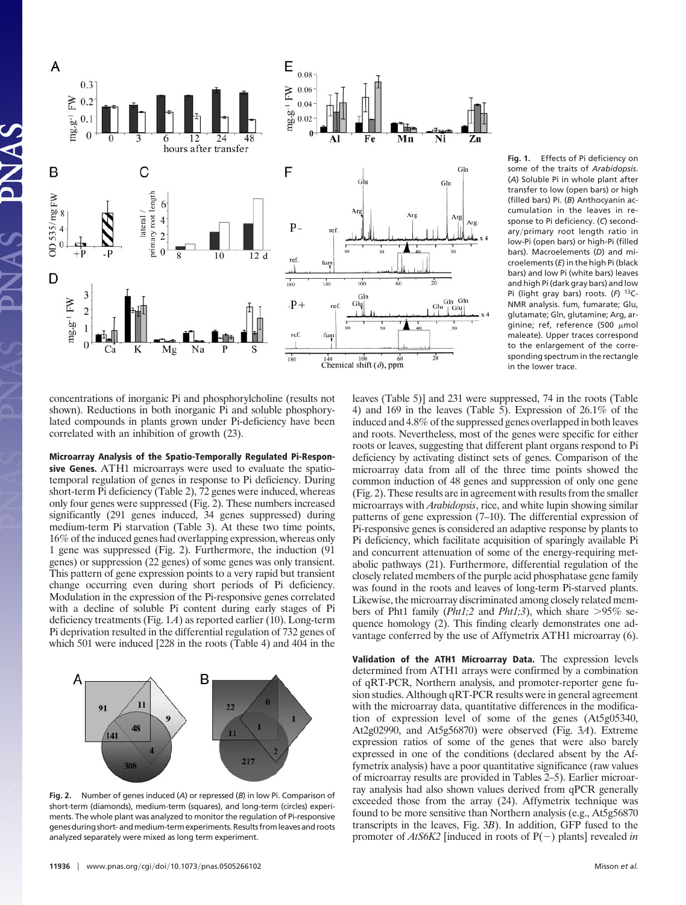**Fig. 1.** Effects of Pi deficiency on some of the traits of *Arabidopsis*. (*A*) Soluble Pi in whole plant after transfer to low (open bars) or high (filled bars) Pi. (*B*) Anthocyanin accumulation in the leaves in response to Pi deficiency. (*C*) secondary/primary root length ratio in low-Pi (open bars) or high-Pi (filled bars). Macroelements (*D*) and microelements (*E*) in the high Pi (black bars) and low Pi (white bars) leaves and high Pi (dark gray bars) and low Pi (light gray bars) roots. (*F*) $^{13}$C-NMR analysis. fum, fumarate; Glu, glutamate; Gln, glutamine; Arg, arginine; ref, reference (500 μmol maleate). Upper traces correspond to the enlargement of the corresponding spectrum in the rectangle in the lower trace.

concentrations of inorganic Pi and phosphorylcholine (results not shown). Reductions in both inorganic Pi and soluble phosphorylated compounds in plants grown under Pi-deficiency have been correlated with an inhibition of growth (23).

**Microarray Analysis of the Spatio-Temporally Regulated Pi-Responsive Genes.** ATH1 microarrays were used to evaluate the spatiotemporal regulation of genes in response to Pi deficiency. During short-term Pi deficiency (Table 2), 72 genes were induced, whereas only four genes were suppressed (Fig. 2). These numbers increased significantly (291 genes induced, 34 genes suppressed) during medium-term Pi starvation (Table 3). At these two time points, 16% of the induced genes had overlapping expression, whereas only 1 gene was suppressed (Fig. 2). Furthermore, the induction (91 genes) or suppression (22 genes) of some genes was only transient. This pattern of gene expression points to a very rapid but transient change occurring even during short periods of Pi deficiency. Modulation in the expression of the Pi-responsive genes correlated with a decline of soluble Pi content during early stages of Pi deficiency treatments (Fig. 1*A*) as reported earlier (10). Long-term Pi deprivation resulted in the differential regulation of 732 genes of which 501 were induced [228 in the roots (Table 4) and 404 in the leaves (Table 5)] and 231 were suppressed, 74 in the roots (Table 4) and 169 in the leaves (Table 5). Expression of 26.1% of the induced and 4.8% of the suppressed genes overlapped in both leaves and roots. Nevertheless, most of the genes were specific for either roots or leaves, suggesting that different plant organs respond to Pi deficiency by activating distinct sets of genes. Comparison of the microarray data from all of the three time points showed the common induction of 48 genes and suppression of only one gene (Fig. 2). These results are in agreement with results from the smaller microarrays with *Arabidopsis*, rice, and white lupin showing similar patterns of gene expression (7–10). The differential expression of Pi-responsive genes is considered an adaptive response by plants to Pi deficiency, which facilitate acquisition of sparingly available Pi and concurrent attenuation of some of the energy-requiring metabolic pathways (21). Furthermore, differential regulation of the closely related members of the purple acid phosphatase gene family was found in the roots and leaves of long-term Pi-starved plants. Likewise, the microarray discriminated among closely related members of Pht1 family (*Pht1;2* and *Pht1;3*), which share >95% sequence homology (2). This finding clearly demonstrates one advantage conferred by the use of Affymetrix ATH1 microarray (6).

**Fig. 2.** Number of genes induced (*A*) or repressed (*B*) in low Pi. Comparison of short-term (diamonds), medium-term (squares), and long-term (circles) experiments. The whole plant was analyzed to monitor the regulation of Pi-responsive genes during short- and medium-term experiments. Results from leaves and roots analyzed separately were mixed as long term experiment.

**Validation of the ATH1 Microarray Data.** The expression levels determined from ATH1 arrays were confirmed by a combination of qRT-PCR, Northern analysis, and promoter-reporter gene fusion studies. Although qRT-PCR results were in general agreement with the microarray data, quantitative differences in the modification of expression level of some of the genes (At5g05340, At2g02990, and At5g56870) were observed (Fig. 3*A*). Extreme expression ratios of some of the genes that were also barely expressed in one of the conditions (declared absent by the Affymetrix analysis) have a poor quantitative significance (raw values of microarray results are provided in Tables 2–5). Earlier microarray analysis had also shown values derived from qPCR generally exceeded those from the array (24). Affymetrix technique was found to be more sensitive than Northern analysis (e.g., At5g56870 transcripts in the leaves, Fig. 3*B*). In addition, GFP fused to the promoter of *AtS6K2* [induced in roots of P(−) plants] revealed *in*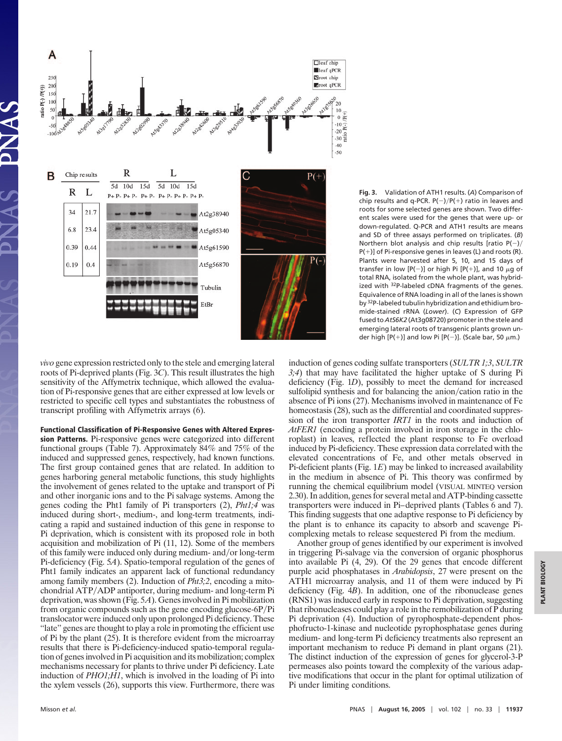**Fig. 3.** Validation of ATH1 results. (*A*) Comparison of chip results and q-PCR. P(−)/P(+) ratio in leaves and roots for some selected genes are shown. Two different scales were used for the genes that were up- or down-regulated. Q-PCR and ATH1 results are means and SD of three assays performed on triplicates. (*B*) Northern blot analysis and chip results [ratio P(−)/P(+)] of Pi-responsive genes in leaves (L) and roots (R). Plants were harvested after 5, 10, and 15 days of transfer in low [P(−)] or high Pi [P(+)], and 10 $\mu$g of total RNA, isolated from the whole plant, was hybridized with $^{32}$P-labeled cDNA fragments of the genes. Equivalence of RNA loading in all of the lanes is shown by $^{32}$P-labeled tubulin hybridization and ethidium bromide-stained rRNA (*Lower*). (*C*) Expression of GFP fused to *AtS6K2* (At3g08720) promoter in the stele and emerging lateral roots of transgenic plants grown under high [P(+)] and low Pi [P(−)]. (Scale bar, 50 $\mu$m.)

*vivo* gene expression restricted only to the stele and emerging lateral roots of Pi-deprived plants (Fig. 3*C*). This result illustrates the high sensitivity of the Affymetrix technique, which allowed the evaluation of Pi-responsive genes that are either expressed at low levels or restricted to specific cell types and substantiates the robustness of transcript profiling with Affymetrix arrays (6).

**Functional Classification of Pi-Responsive Genes with Altered Expression Patterns.** Pi-responsive genes were categorized into different functional groups (Table 7). Approximately 84% and 75% of the induced and suppressed genes, respectively, had known functions. The first group contained genes that are related. In addition to genes harboring general metabolic functions, this study highlights the involvement of genes related to the uptake and transport of Pi and other inorganic ions and to the Pi salvage systems. Among the genes coding the Pht1 family of Pi transporters (2), *Pht1;4* was induced during short-, medium-, and long-term treatments, indicating a rapid and sustained induction of this gene in response to Pi deprivation, which is consistent with its proposed role in both acquisition and mobilization of Pi (11, 12). Some of the members of this family were induced only during medium- and/or long-term Pi-deficiency (Fig. 5*A*). Spatio-temporal regulation of the genes of Pht1 family indicates an apparent lack of functional redundancy among family members (2). Induction of *Pht3;2*, encoding a mitochondrial ATP/ADP antiporter, during medium- and long-term Pi deprivation, was shown (Fig. 5*A*). Genes involved in Pi mobilization from organic compounds such as the gene encoding glucose-6P/Pi translocator were induced only upon prolonged Pi deficiency. These "late" genes are thought to play a role in promoting the efficient use of Pi by the plant (25). It is therefore evident from the microarray results that there is Pi-deficiency-induced spatio-temporal regulation of genes involved in Pi acquisition and its mobilization; complex mechanisms necessary for plants to thrive under Pi deficiency. Late induction of *PHO1;H1*, which is involved in the loading of Pi into the xylem vessels (26), supports this view. Furthermore, there was induction of genes coding sulfate transporters (*SULTR 1;3*, *SULTR 3;4*) that may have facilitated the higher uptake of S during Pi deficiency (Fig. 1*D*), possibly to meet the demand for increased sulfolipid synthesis and for balancing the anion/cation ratio in the absence of Pi ions (27). Mechanisms involved in maintenance of Fe homeostasis (28), such as the differential and coordinated suppression of the iron transporter *IRT1* in the roots and induction of *AtFER1* (encoding a protein involved in iron storage in the chloroplast) in leaves, reflected the plant response to Fe overload induced by Pi-deficiency. These expression data correlated with the elevated concentrations of Fe, and other metals observed in Pi-deficient plants (Fig. 1*E*) may be linked to increased availability in the medium in absence of Pi. This theory was confirmed by running the chemical equilibrium model (VISUAL MINTEQ version 2.30). In addition, genes for several metal and ATP-binding cassette transporters were induced in Pi–deprived plants (Tables 6 and 7). This finding suggests that one adaptive response to Pi deficiency by the plant is to enhance its capacity to absorb and scavenge Pi-complexing metals to release sequestered Pi from the medium.

Another group of genes identified by our experiment is involved in triggering Pi-salvage via the conversion of organic phosphorus into available Pi (4, 29). Of the 29 genes that encode different purple acid phosphatases in *Arabidopsis*, 27 were present on the ATH1 microarray analysis, and 11 of them were induced by Pi deficiency (Fig. 4*B*). In addition, one of the ribonuclease genes (RNS1) was induced early in response to Pi deprivation, suggesting that ribonucleases could play a role in the remobilization of P during Pi deprivation (4). Induction of pyrophosphate-dependent phosphofructo-1-kinase and nucleotide pyrophosphatase genes during medium- and long-term Pi deficiency treatments also represent an important mechanism to reduce Pi demand in plant organs (21). The distinct induction of the expression of genes for glycerol-3-P permeases also points toward the complexity of the various adaptive modifications that occur in the plant for optimal utilization of Pi under limiting conditions.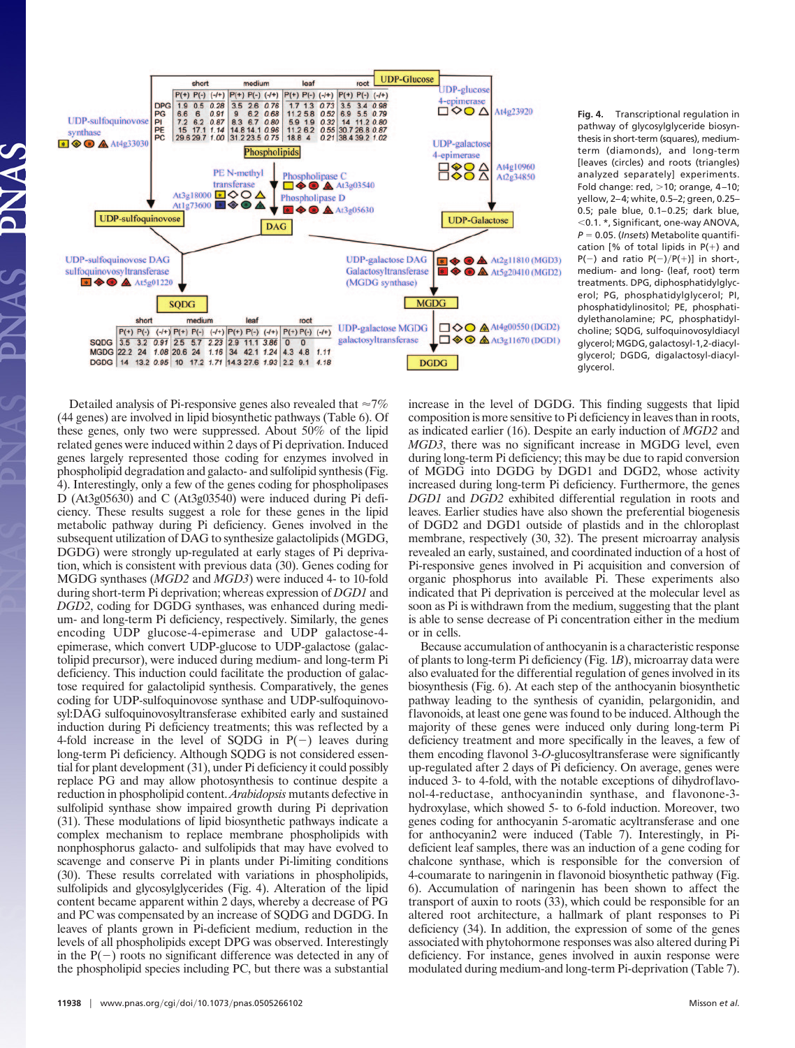Fig. 4. Transcriptional regulation in pathway of glycosylglyceride biosynthesis in short-term (squares), medium-term (diamonds), and long-term [leaves (circles) and roots (triangles) analyzed separately] experiments. Fold change: red, >10; orange, 4–10; yellow, 2–4; white, 0.5–2; green, 0.25–0.5; pale blue, 0.1–0.25; dark blue, <0.1. *, Significant, one-way ANOVA, $P = 0.05$. (*Insets*) Metabolite quantification [% of total lipids in P(+) and P(−) and ratio P(−)/P(+)] in short-, medium- and long- (leaf, root) term treatments. DPG, diphosphatidylglycerol; PG, phosphatidylglycerol; PI, phosphatidylinositol; PE, phosphatidylethanolamine; PC, phosphatidylcholine; SQDG, sulfoquinovosyldiacylglycerol; MGDG, galactosyl-1,2-diacylglycerol; DGDG, digalactosyl-diacylglycerol.

| | short | | | medium | | | leaf | | | root | | |
|---|---|---|---|---|---|---|---|---|---|---|---|---|
| | P(+) | P(-) | (-/+) | P(+) | P(-) | (-/+) | P(+) | P(-) | (-/+) | P(+) | P(-) | (-/+) |
| DPG | 1.9 | 0.5 | 0.28 | 3.5 | 2.6 | 0.76 | 1.7 | 1.3 | 0.73 | 3.5 | 3.4 | 0.98 |
| PG | 6.6 | 6 | 0.91 | 9 | 6.2 | 0.68 | 11.2 | 5.8 | 0.52 | 6.9 | 5.5 | 0.79 |
| PI | 7.2 | 6.2 | 0.87 | 8.3 | 6.7 | 0.80 | 5.9 | 1.9 | 0.32 | 14 | 11.2 | 0.80 |
| PE | 15 | 17.1 | 1.14 | 14.8 | 14.1 | 0.96 | 11.2 | 6.2 | 0.55 | 30.7 | 26.8 | 0.87 |
| PC | 29.6 | 29.7 | 1.00 | 31.2 | 23.5 | 0.75 | 18.8 | 4 | 0.21 | 38.4 | 39.2 | 1.02 |

| | short | | | medium | | | leaf | | | root | | |
|---|---|---|---|---|---|---|---|---|---|---|---|---|
| | P(+) | P(-) | (-/+) | P(+) | P(-) | (-/+) | P(+) | P(-) | (-/+) | P(+) | P(-) | (-/+) |
| SQDG | 3.5 | 3.2 | 0.91 | 2.5 | 5.7 | 2.23 | 2.9 | 11.1 | 3.86 | 0 | 0 | |
| MGDG | 22.2 | 24 | 1.08 | 20.6 | 24 | 1.16 | 34 | 42.1 | 1.24 | 4.3 | 4.8 | 1.11 |
| DGDG | 14 | 13.2 | 0.95 | 10 | 17.2 | 1.71 | 14.3 | 27.6 | 1.93 | 2.2 | 9.1 | 4.18 |

Detailed analysis of Pi-responsive genes also revealed that ≈7% (44 genes) are involved in lipid biosynthetic pathways (Table 6). Of these genes, only two were suppressed. About 50% of the lipid related genes were induced within 2 days of Pi deprivation. Induced genes largely represented those coding for enzymes involved in phospholipid degradation and galacto- and sulfolipid synthesis (Fig. 4). Interestingly, only a few of the genes coding for phospholipases D (At3g05630) and C (At3g03540) were induced during Pi deficiency. These results suggest a role for these genes in the lipid metabolic pathway during Pi deficiency. Genes involved in the subsequent utilization of DAG to synthesize galactolipids (MGDG, DGDG) were strongly up-regulated at early stages of Pi deprivation, which is consistent with previous data (30). Genes coding for MGDG synthases (*MGD2* and *MGD3*) were induced 4- to 10-fold during short-term Pi deprivation; whereas expression of *DGD1* and *DGD2*, coding for DGDG synthases, was enhanced during medium- and long-term Pi deficiency, respectively. Similarly, the genes encoding UDP glucose-4-epimerase and UDP galactose-4-epimerase, which convert UDP-glucose to UDP-galactose (galactolipid precursor), were induced during medium- and long-term Pi deficiency. This induction could facilitate the production of galactose required for galactolipid synthesis. Comparatively, the genes coding for UDP-sulfoquinovose synthase and UDP-sulfoquinovosyl:DAG sulfoquinovosyltransferase exhibited early and sustained induction during Pi deficiency treatments; this was reflected by a 4-fold increase in the level of SQDG in P(−) leaves during long-term Pi deficiency. Although SQDG is not considered essential for plant development (31), under Pi deficiency it could possibly replace PG and may allow photosynthesis to continue despite a reduction in phospholipid content. *Arabidopsis* mutants defective in sulfolipid synthase show impaired growth during Pi deprivation (31). These modulations of lipid biosynthetic pathways indicate a complex mechanism to replace membrane phospholipids with nonphosphorus galacto- and sulfolipids that may have evolved to scavenge and conserve Pi in plants under Pi-limiting conditions (30). These results correlated with variations in phospholipids, sulfolipids and glycosylglycerides (Fig. 4). Alteration of the lipid content became apparent within 2 days, whereby a decrease of PG and PC was compensated by an increase of SQDG and DGDG. In leaves of plants grown in Pi-deficient medium, reduction in the levels of all phospholipids except DPG was observed. Interestingly in the P(−) roots no significant difference was detected in any of the phospholipid species including PC, but there was a substantial increase in the level of DGDG. This finding suggests that lipid composition is more sensitive to Pi deficiency in leaves than in roots, as indicated earlier (16). Despite an early induction of *MGD2* and *MGD3*, there was no significant increase in MGDG level, even during long-term Pi deficiency; this may be due to rapid conversion of MGDG into DGDG by DGD1 and DGD2, whose activity increased during long-term Pi deficiency. Furthermore, the genes *DGD1* and *DGD2* exhibited differential regulation in roots and leaves. Earlier studies have also shown the preferential biogenesis of DGD2 and DGD1 outside of plastids and in the chloroplast membrane, respectively (30, 32). The present microarray analysis revealed an early, sustained, and coordinated induction of a host of Pi-responsive genes involved in Pi acquisition and conversion of organic phosphorus into available Pi. These experiments also indicated that Pi deprivation is perceived at the molecular level as soon as Pi is withdrawn from the medium, suggesting that the plant is able to sense decrease of Pi concentration either in the medium or in cells.

Because accumulation of anthocyanin is a characteristic response of plants to long-term Pi deficiency (Fig. 1*B*), microarray data were also evaluated for the differential regulation of genes involved in its biosynthesis (Fig. 6). At each step of the anthocyanin biosynthetic pathway leading to the synthesis of cyanidin, pelargonidin, and flavonoids, at least one gene was found to be induced. Although the majority of these genes were induced only during long-term Pi deficiency treatment and more specifically in the leaves, a few of them encoding flavonol 3-*O*-glucosyltransferase were significantly up-regulated after 2 days of Pi deficiency. On average, genes were induced 3- to 4-fold, with the notable exceptions of dihydroflavonol-4-reductase, anthocyanindin synthase, and flavonone-3-hydroxylase, which showed 5- to 6-fold induction. Moreover, two genes coding for anthocyanin 5-aromatic acyltransferase and one for anthocyanin2 were induced (Table 7). Interestingly, in Pi-deficient leaf samples, there was an induction of a gene coding for chalcone synthase, which is responsible for the conversion of 4-coumarate to naringenin in flavonoid biosynthetic pathway (Fig. 6). Accumulation of naringenin has been shown to affect the transport of auxin to roots (33), which could be responsible for an altered root architecture, a hallmark of plant responses to Pi deficiency (34). In addition, the expression of some of the genes associated with phytohormone responses was also altered during Pi deficiency. For instance, genes involved in auxin response were modulated during medium-and long-term Pi-deprivation (Table 7).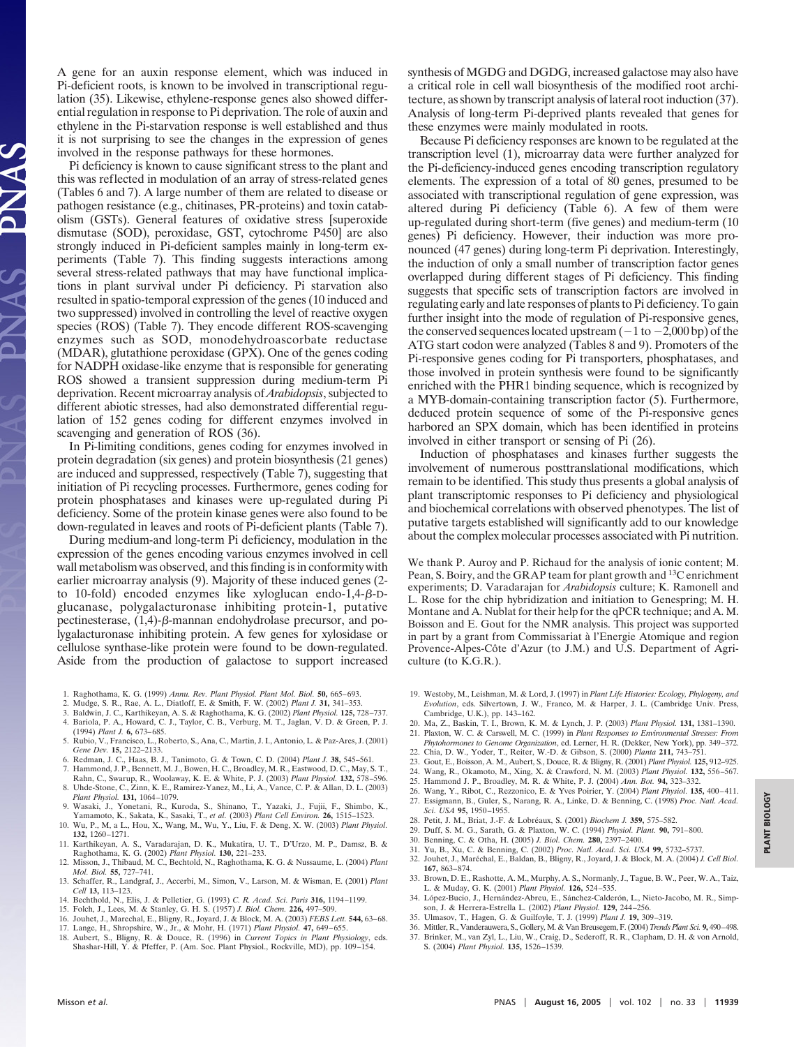A gene for an auxin response element, which was induced in Pi-deficient roots, is known to be involved in transcriptional regulation (35). Likewise, ethylene-response genes also showed differential regulation in response to Pi deprivation. The role of auxin and ethylene in the Pi-starvation response is well established and thus it is not surprising to see the changes in the expression of genes involved in the response pathways for these hormones.

Pi deficiency is known to cause significant stress to the plant and this was reflected in modulation of an array of stress-related genes (Tables 6 and 7). A large number of them are related to disease or pathogen resistance (e.g., chitinases, PR-proteins) and toxin catabolism (GSTs). General features of oxidative stress [superoxide dismutase (SOD), peroxidase, GST, cytochrome P450] are also strongly induced in Pi-deficient samples mainly in long-term experiments (Table 7). This finding suggests interactions among several stress-related pathways that may have functional implications in plant survival under Pi deficiency. Pi starvation also resulted in spatio-temporal expression of the genes (10 induced and two suppressed) involved in controlling the level of reactive oxygen species (ROS) (Table 7). They encode different ROS-scavenging enzymes such as SOD, monodehydroascorbate reductase (MDAR), glutathione peroxidase (GPX). One of the genes coding for NADPH oxidase-like enzyme that is responsible for generating ROS showed a transient suppression during medium-term Pi deprivation. Recent microarray analysis of *Arabidopsis*, subjected to different abiotic stresses, had also demonstrated differential regulation of 152 genes coding for different enzymes involved in scavenging and generation of ROS (36).

In Pi-limiting conditions, genes coding for enzymes involved in protein degradation (six genes) and protein biosynthesis (21 genes) are induced and suppressed, respectively (Table 7), suggesting that initiation of Pi recycling processes. Furthermore, genes coding for protein phosphatases and kinases were up-regulated during Pi deficiency. Some of the protein kinase genes were also found to be down-regulated in leaves and roots of Pi-deficient plants (Table 7).

During medium-and long-term Pi deficiency, modulation in the expression of the genes encoding various enzymes involved in cell wall metabolism was observed, and this finding is in conformity with earlier microarray analysis (9). Majority of these induced genes (2- to 10-fold) encoded enzymes like xyloglucan endo-1,4-β-D-glucanase, polygalacturonase inhibiting protein-1, putative pectinesterase, (1,4)-β-mannan endohydrolase precursor, and polygalacturonase inhibiting protein. A few genes for xylosidase or cellulose synthase-like protein were found to be down-regulated. Aside from the production of galactose to support increased synthesis of MGDG and DGDG, increased galactose may also have a critical role in cell wall biosynthesis of the modified root architecture, as shown by transcript analysis of lateral root induction (37). Analysis of long-term Pi-deprived plants revealed that genes for these enzymes were mainly modulated in roots.

Because Pi deficiency responses are known to be regulated at the transcription level (1), microarray data were further analyzed for the Pi-deficiency-induced genes encoding transcription regulatory elements. The expression of a total of 80 genes, presumed to be associated with transcriptional regulation of gene expression, was altered during Pi deficiency (Table 6). A few of them were up-regulated during short-term (five genes) and medium-term (10 genes) Pi deficiency. However, their induction was more pronounced (47 genes) during long-term Pi deprivation. Interestingly, the induction of only a small number of transcription factor genes overlapped during different stages of Pi deficiency. This finding suggests that specific sets of transcription factors are involved in regulating early and late responses of plants to Pi deficiency. To gain further insight into the mode of regulation of Pi-responsive genes, the conserved sequences located upstream ($-1$ to $-2{,}000$ bp) of the ATG start codon were analyzed (Tables 8 and 9). Promoters of the Pi-responsive genes coding for Pi transporters, phosphatases, and those involved in protein synthesis were found to be significantly enriched with the PHR1 binding sequence, which is recognized by a MYB-domain-containing transcription factor (5). Furthermore, deduced protein sequence of some of the Pi-responsive genes harbored an SPX domain, which has been identified in proteins involved in either transport or sensing of Pi (26).

Induction of phosphatases and kinases further suggests the involvement of numerous posttranslational modifications, which remain to be identified. This study thus presents a global analysis of plant transcriptomic responses to Pi deficiency and physiological and biochemical correlations with observed phenotypes. The list of putative targets established will significantly add to our knowledge about the complex molecular processes associated with Pi nutrition.

We thank P. Auroy and P. Richaud for the analysis of ionic content; M. Pean, S. Boiry, and the GRAP team for plant growth and $^{13}C$ enrichment experiments; D. Varadarajan for *Arabidopsis* culture; K. Ramonell and L. Rose for the chip hybridization and initiation to Genespring; M. H. Montane and A. Nublat for their help for the qPCR technique; and A. M. Boisson and E. Gout for the NMR analysis. This project was supported in part by a grant from Commissariat à l'Energie Atomique and region Provence-Alpes-Côte d'Azur (to J.M.) and U.S. Department of Agriculture (to K.G.R.).

1. Raghothama, K. G. (1999) *Annu. Rev. Plant Physiol. Plant Mol. Biol.* **50,** 665–693.
2. Mudge, S. R., Rae, A. L., Diatloff, E. & Smith, F. W. (2002) *Plant J.* **31,** 341–353.
3. Baldwin, J. C., Karthikeyan, A. S. & Raghothama, K. G. (2002) *Plant Physiol.* **125,** 728–737.
4. Bariola, P. A., Howard, C. J., Taylor, C. B., Verburg, M. T., Jaglan, V. D. & Green, P. J. (1994) *Plant J.* **6,** 673–685.
5. Rubio, V., Francisco, L., Roberto, S., Ana, C., Martin, J. I., Antonio, L. & Paz-Ares, J. (2001) *Gene Dev.* **15,** 2122–2133.
6. Redman, J. C., Haas, B. J., Tanimoto, G. & Town, C. D. (2004) *Plant J.* **38,** 545–561.
7. Hammond, J. P., Bennett, M. J., Bowen, H. C., Broadley, M. R., Eastwood, D. C., May, S. T., Rahn, C., Swarup, R., Woolaway, K. E. & White, P. J. (2003) *Plant Physiol.* **132,** 578–596.
8. Uhde-Stone, C., Zinn, K. E., Ramirez-Yanez, M., Li, A., Vance, C. P. & Allan, D. L. (2003) *Plant Physiol.* **131,** 1064–1079.
9. Wasaki, J., Yonetani, R., Kuroda, S., Shinano, T., Yazaki, J., Fujii, F., Shimbo, K., Yamamoto, K., Sakata, K., Sasaki, T., *et al.* (2003) *Plant Cell Environ.* **26,** 1515–1523.
10. Wu, P., M, a L., Hou, X., Wang, M., Wu, Y., Liu, F. & Deng, X. W. (2003) *Plant Physiol.* **132,** 1260–1271.
11. Karthikeyan, A. S., Varadarajan, D. K., Mukatira, U. T., D'Urzo, M. P., Damsz, B. & Raghothama, K. G. (2002) *Plant Physiol.* **130,** 221–233.
12. Misson, J., Thibaud, M. C., Bechtold, N., Raghothama, K. G. & Nussaume, L. (2004) *Plant Mol. Biol.* **55,** 727–741.
13. Schaffer, R., Landgraf, J., Accerbi, M., Simon, V., Larson, M. & Wisman, E. (2001) *Plant Cell* **13,** 113–123.
14. Bechthold, N., Elis, J. & Pelletier, G. (1993) *C. R. Acad. Sci. Paris* **316,** 1194–1199.
15. Folch, J., Lees, M. & Stanley, G. H. S. (1957) *J. Biol. Chem.* **226,** 497–509.
16. Jouhet, J., Marechal, E., Bligny, R., Joyard, J. & Block, M. A. (2003) *FEBS Lett.* **544,** 63–68.
17. Lange, H., Shropshire, W., Jr., & Mohr, H. (1971) *Plant Physiol.* **47,** 649–655.
18. Aubert, S., Bligny, R. & Douce, R. (1996) in *Current Topics in Plant Physiology*, eds. Shashar-Hill, Y. & Pfeffer, P. (Am. Soc. Plant Physiol., Rockville, MD), pp. 109–154.
19. Westoby, M., Leishman, M. & Lord, J. (1997) in *Plant Life Histories: Ecology, Phylogeny, and Evolution*, eds. Silvertown, J. W., Franco, M. & Harper, J. L. (Cambridge Univ. Press, Cambridge, U.K.), pp. 143–162.
20. Ma, Z., Baskin, T. I., Brown, K. M. & Lynch, J. P. (2003) *Plant Physiol.* **131,** 1381–1390.
21. Plaxton, W. C. & Carswell, M. C. (1999) in *Plant Responses to Environmental Stresses: From Phytohormones to Genome Organization*, ed. Lerner, H. R. (Dekker, New York), pp. 349–372.
22. Chia, D. W., Yoder, T., Reiter, W.-D. & Gibson, S. (2000) *Planta* **211,** 743–751.
23. Gout, E., Boisson, A. M., Aubert, S., Douce, R. & Bligny, R. (2001) *Plant Physiol.* **125,** 912–925.
24. Wang, R., Okamoto, M., Xing, X. & Crawford, N. M. (2003) *Plant Physiol.* **132,** 556–567.
25. Hammond J. P., Broadley, M. R. & White, P. J. (2004) *Ann. Bot.* **94,** 323–332.
26. Wang, Y., Ribot, C., Rezzonico, E. & Yves Poirier, Y. (2004) *Plant Physiol.* **135,** 400–411.
27. Essigmann, B., Guler, S., Narang, R. A., Linke, D. & Benning, C. (1998) *Proc. Natl. Acad. Sci. USA* **95,** 1950–1955.
28. Petit, J. M., Briat, J.-F. & Lobréaux, S. (2001) *Biochem J.* **359,** 575–582.
29. Duff, S. M. G., Sarath, G. & Plaxton, W. C. (1994) *Physiol. Plant.* **90,** 791–800.
30. Benning, C. & Otha, H. (2005) *J. Biol. Chem.* **280,** 2397–2400.
31. Yu, B., Xu, C. & Benning, C. (2002) *Proc. Natl. Acad. Sci. USA* **99,** 5732–5737.
32. Jouhet, J., Maréchal, E., Baldan, B., Bligny, R., Joyard, J. & Block, M. A. (2004) *J. Cell Biol.* **167,** 863–874.
33. Brown, D. E., Rashotte, A. M., Murphy, A. S., Normanly, J., Tague, B. W., Peer, W. A., Taiz, L. & Muday, G. K. (2001) *Plant Physiol.* **126,** 524–535.
34. López-Bucio, J., Hernández-Abreu, E., Sánchez-Calderón, L., Nieto-Jacobo, M. R., Simpson, J. & Herrera-Estrella L. (2002) *Plant Physiol.* **129,** 244–256.
35. Ulmasov, T., Hagen, G. & Guilfoyle, T. J. (1999) *Plant J.* **19,** 309–319.
36. Mittler, R., Vanderauwera, S., Gollery, M. & Van Breusegem, F. (2004) *Trends Plant Sci.* **9,** 490–498.
37. Brinker, M., van Zyl, L., Liu, W., Craig, D., Sederoff, R. R., Clapham, D. H. & von Arnold, S. (2004) *Plant Physiol.* **135,** 1526–1539.